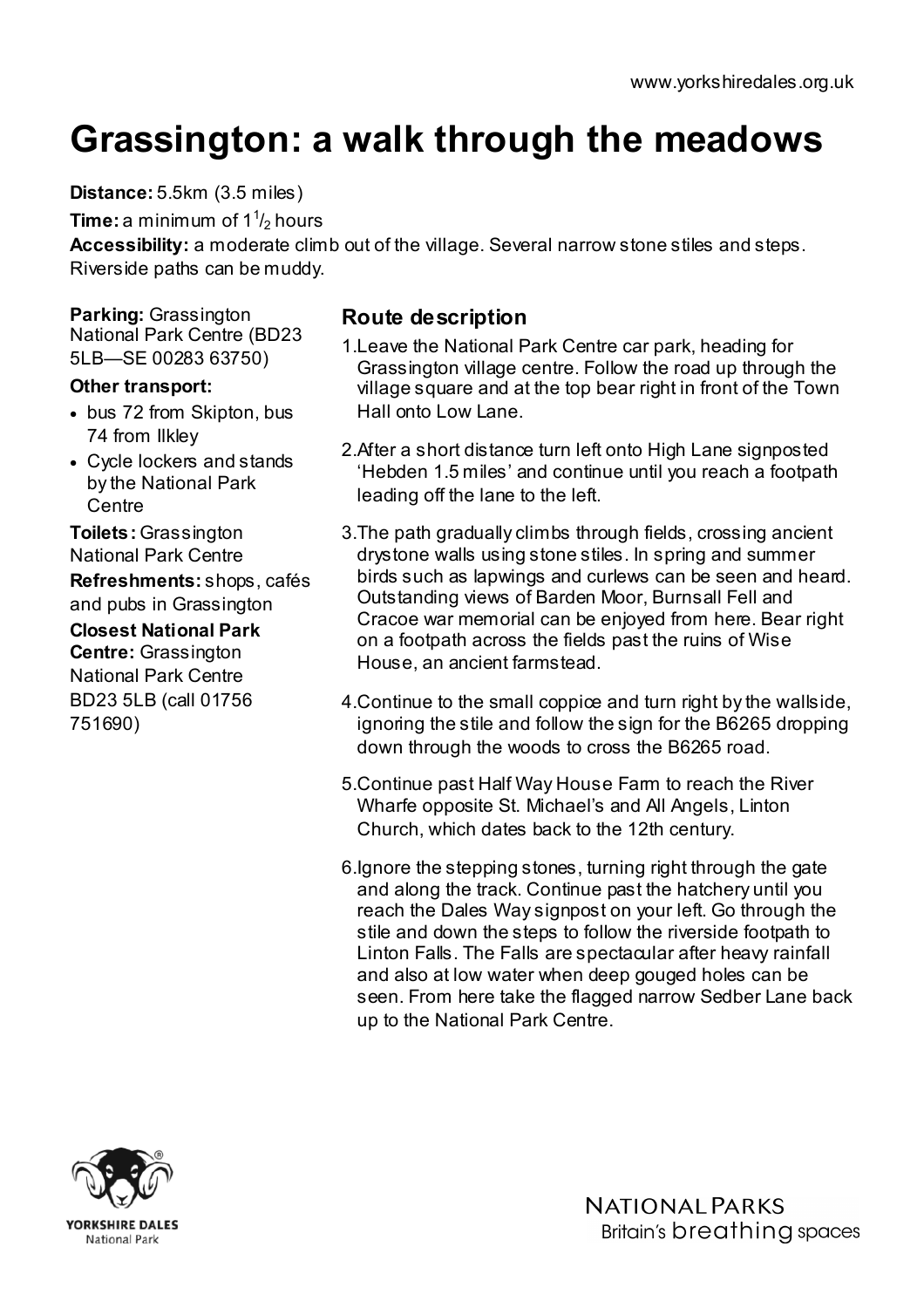www.yorkshiredales.org.uk

# Grassington: a walk through the meadows

**Distance:** 5.5km (3.5 miles)

**Time:** a minimum of $1^1/_2$ hours

**Accessibility:** a moderate climb out of the village. Several narrow stone stiles and steps. Riverside paths can be muddy.

**Parking:** Grassington National Park Centre (BD23 5LB—SE 00283 63750)

**Other transport:**

- bus 72 from Skipton, bus 74 from Ilkley
- Cycle lockers and stands by the National Park Centre

**Toilets:** Grassington National Park Centre

**Refreshments:** shops, cafés and pubs in Grassington

**Closest National Park Centre:** Grassington National Park Centre BD23 5LB (call 01756 751690)

## Route description

1. Leave the National Park Centre car park, heading for Grassington village centre. Follow the road up through the village square and at the top bear right in front of the Town Hall onto Low Lane.
2. After a short distance turn left onto High Lane signposted 'Hebden 1.5 miles' and continue until you reach a footpath leading off the lane to the left.
3. The path gradually climbs through fields, crossing ancient drystone walls using stone stiles. In spring and summer birds such as lapwings and curlews can be seen and heard. Outstanding views of Barden Moor, Burnsall Fell and Cracoe war memorial can be enjoyed from here. Bear right on a footpath across the fields past the ruins of Wise House, an ancient farmstead.
4. Continue to the small coppice and turn right by the wallside, ignoring the stile and follow the sign for the B6265 dropping down through the woods to cross the B6265 road.
5. Continue past Half Way House Farm to reach the River Wharfe opposite St. Michael's and All Angels, Linton Church, which dates back to the 12th century.
6. Ignore the stepping stones, turning right through the gate and along the track. Continue past the hatchery until you reach the Dales Way signpost on your left. Go through the stile and down the steps to follow the riverside footpath to Linton Falls. The Falls are spectacular after heavy rainfall and also at low water when deep gouged holes can be seen. From here take the flagged narrow Sedber Lane back up to the National Park Centre.

YORKSHIRE DALES National Park

NATIONAL PARKS Britain's breathing spaces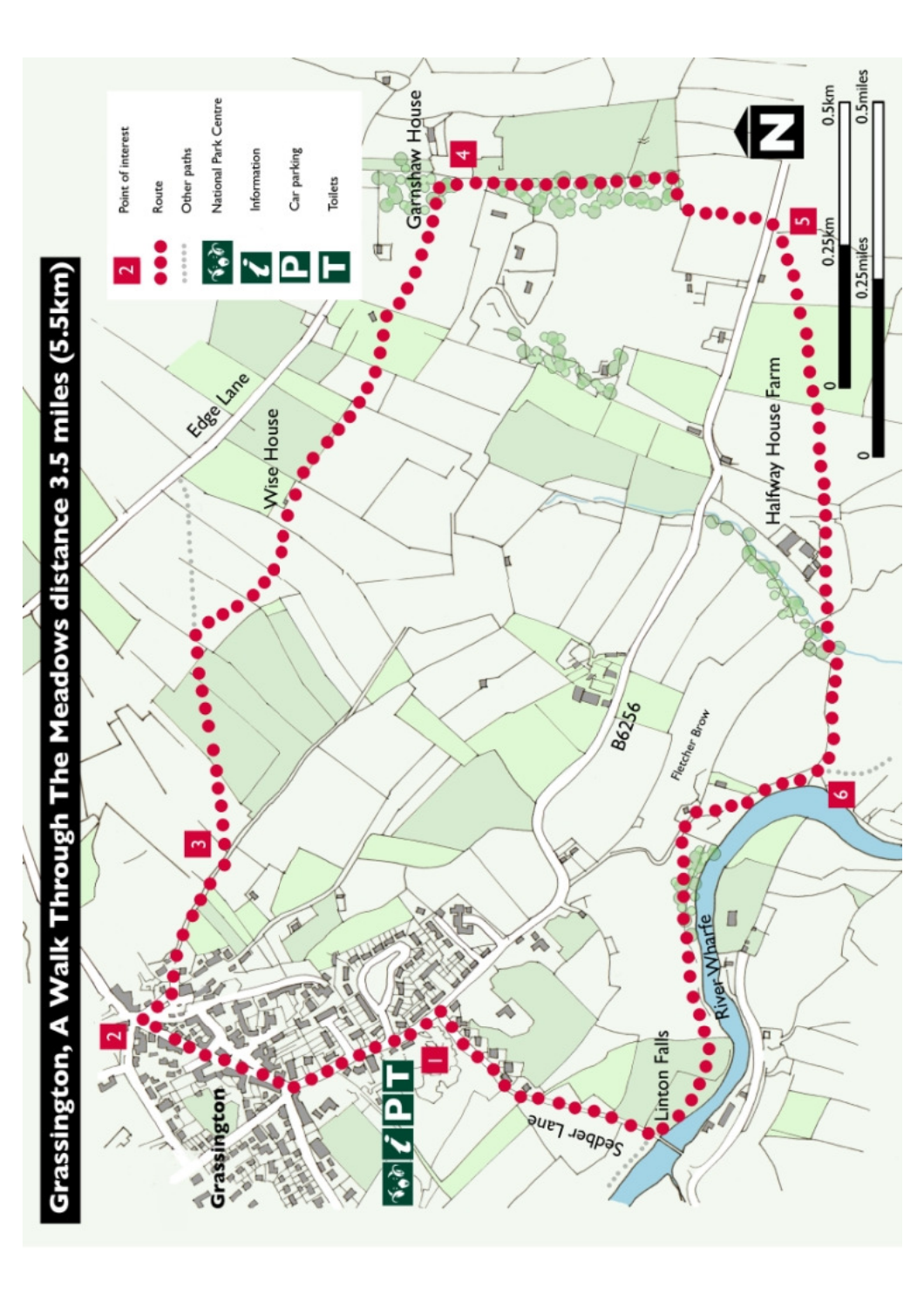# Grassington, A Walk Through The Meadows distance 3.5 miles (5.5km)

2 Point of interest

Route

Other paths

National Park Centre

Information

Car parking

Toilets

N

0 0.25km 0.5km

0 0.25miles 0.5miles

Garnshaw House

Edge Lane

Wise House

Halfway House Farm

B6256

Fletcher Brow

River Wharfe

Linton Falls

Sedber Lane

Grassington

1 2 3 4 5 6